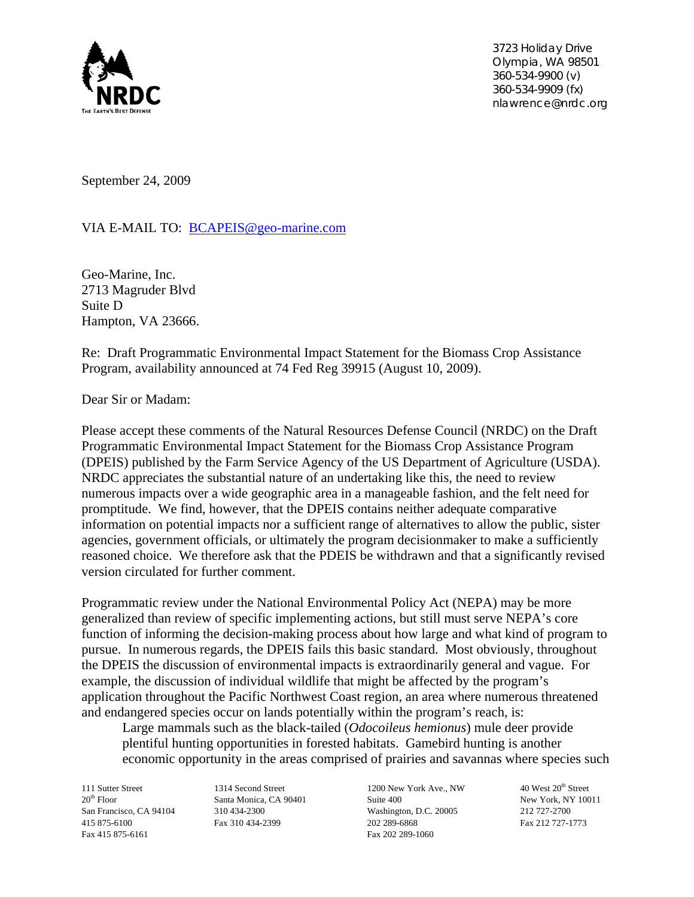NRDC
THE EARTH'S BEST DEFENSE

3723 Holiday Drive
Olympia, WA 98501
360-534-9900 (v)
360-534-9909 (fx)
nlawrence@nrdc.org

September 24, 2009

VIA E-MAIL TO: BCAPEIS@geo-marine.com

Geo-Marine, Inc.
2713 Magruder Blvd
Suite D
Hampton, VA 23666.

Re: Draft Programmatic Environmental Impact Statement for the Biomass Crop Assistance Program, availability announced at 74 Fed Reg 39915 (August 10, 2009).

Dear Sir or Madam:

Please accept these comments of the Natural Resources Defense Council (NRDC) on the Draft Programmatic Environmental Impact Statement for the Biomass Crop Assistance Program (DPEIS) published by the Farm Service Agency of the US Department of Agriculture (USDA). NRDC appreciates the substantial nature of an undertaking like this, the need to review numerous impacts over a wide geographic area in a manageable fashion, and the felt need for promptitude. We find, however, that the DPEIS contains neither adequate comparative information on potential impacts nor a sufficient range of alternatives to allow the public, sister agencies, government officials, or ultimately the program decisionmaker to make a sufficiently reasoned choice. We therefore ask that the PDEIS be withdrawn and that a significantly revised version circulated for further comment.

Programmatic review under the National Environmental Policy Act (NEPA) may be more generalized than review of specific implementing actions, but still must serve NEPA's core function of informing the decision-making process about how large and what kind of program to pursue. In numerous regards, the DPEIS fails this basic standard. Most obviously, throughout the DPEIS the discussion of environmental impacts is extraordinarily general and vague. For example, the discussion of individual wildlife that might be affected by the program's application throughout the Pacific Northwest Coast region, an area where numerous threatened and endangered species occur on lands potentially within the program's reach, is:

> Large mammals such as the black-tailed (*Odocoileus hemionus*) mule deer provide plentiful hunting opportunities in forested habitats. Gamebird hunting is another economic opportunity in the areas comprised of prairies and savannas where species such

111 Sutter Street
20th Floor
San Francisco, CA 94104
415 875-6100
Fax 415 875-6161

1314 Second Street
Santa Monica, CA 90401
310 434-2300
Fax 310 434-2399

1200 New York Ave., NW
Suite 400
Washington, D.C. 20005
202 289-6868
Fax 202 289-1060

40 West 20th Street
New York, NY 10011
212 727-2700
Fax 212 727-1773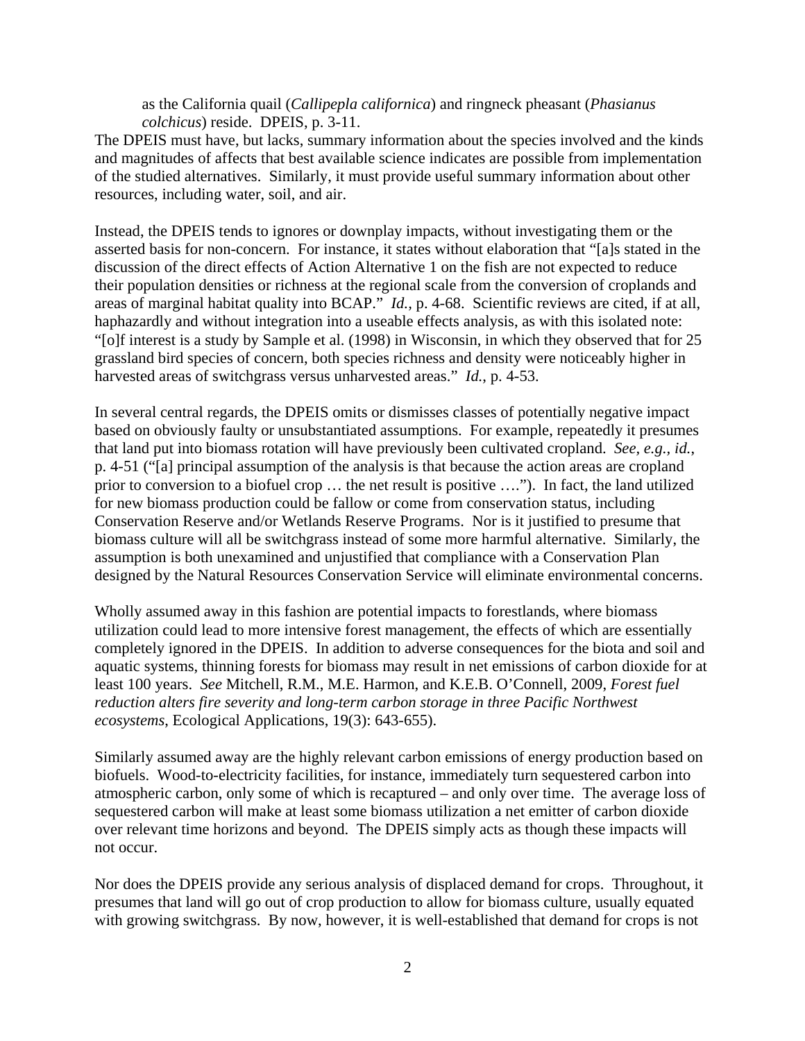> as the California quail (*Callipepla californica*) and ringneck pheasant (*Phasianus colchicus*) reside. DPEIS, p. 3-11.

The DPEIS must have, but lacks, summary information about the species involved and the kinds and magnitudes of affects that best available science indicates are possible from implementation of the studied alternatives. Similarly, it must provide useful summary information about other resources, including water, soil, and air.

Instead, the DPEIS tends to ignores or downplay impacts, without investigating them or the asserted basis for non-concern. For instance, it states without elaboration that "[a]s stated in the discussion of the direct effects of Action Alternative 1 on the fish are not expected to reduce their population densities or richness at the regional scale from the conversion of croplands and areas of marginal habitat quality into BCAP." *Id.*, p. 4-68. Scientific reviews are cited, if at all, haphazardly and without integration into a useable effects analysis, as with this isolated note: "[o]f interest is a study by Sample et al. (1998) in Wisconsin, in which they observed that for 25 grassland bird species of concern, both species richness and density were noticeably higher in harvested areas of switchgrass versus unharvested areas." *Id.*, p. 4-53.

In several central regards, the DPEIS omits or dismisses classes of potentially negative impact based on obviously faulty or unsubstantiated assumptions. For example, repeatedly it presumes that land put into biomass rotation will have previously been cultivated cropland. *See, e.g.*, *id.*, p. 4-51 ("[a] principal assumption of the analysis is that because the action areas are cropland prior to conversion to a biofuel crop … the net result is positive …."). In fact, the land utilized for new biomass production could be fallow or come from conservation status, including Conservation Reserve and/or Wetlands Reserve Programs. Nor is it justified to presume that biomass culture will all be switchgrass instead of some more harmful alternative. Similarly, the assumption is both unexamined and unjustified that compliance with a Conservation Plan designed by the Natural Resources Conservation Service will eliminate environmental concerns.

Wholly assumed away in this fashion are potential impacts to forestlands, where biomass utilization could lead to more intensive forest management, the effects of which are essentially completely ignored in the DPEIS. In addition to adverse consequences for the biota and soil and aquatic systems, thinning forests for biomass may result in net emissions of carbon dioxide for at least 100 years. *See* Mitchell, R.M., M.E. Harmon, and K.E.B. O'Connell, 2009, *Forest fuel reduction alters fire severity and long-term carbon storage in three Pacific Northwest ecosystems*, Ecological Applications, 19(3): 643-655).

Similarly assumed away are the highly relevant carbon emissions of energy production based on biofuels. Wood-to-electricity facilities, for instance, immediately turn sequestered carbon into atmospheric carbon, only some of which is recaptured – and only over time. The average loss of sequestered carbon will make at least some biomass utilization a net emitter of carbon dioxide over relevant time horizons and beyond. The DPEIS simply acts as though these impacts will not occur.

Nor does the DPEIS provide any serious analysis of displaced demand for crops. Throughout, it presumes that land will go out of crop production to allow for biomass culture, usually equated with growing switchgrass. By now, however, it is well-established that demand for crops is not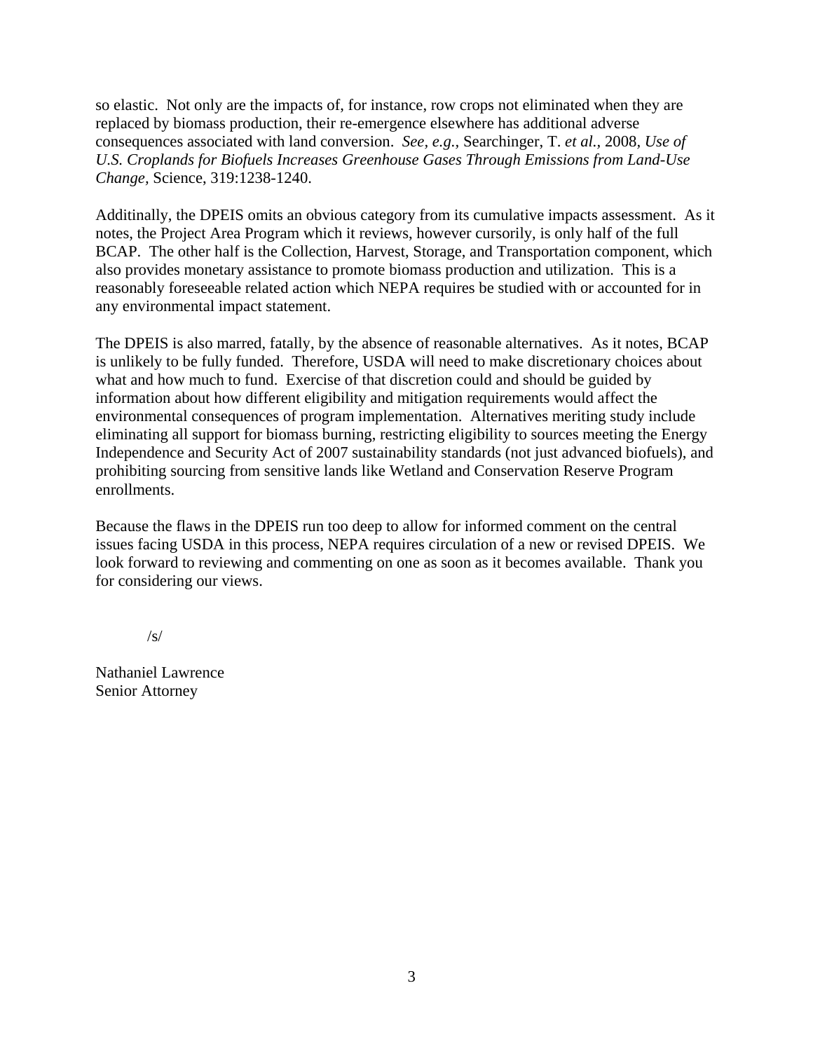so elastic. Not only are the impacts of, for instance, row crops not eliminated when they are replaced by biomass production, their re-emergence elsewhere has additional adverse consequences associated with land conversion. *See, e.g.*, Searchinger, T. *et al.*, 2008, *Use of U.S. Croplands for Biofuels Increases Greenhouse Gases Through Emissions from Land-Use Change*, Science, 319:1238-1240.

Additinally, the DPEIS omits an obvious category from its cumulative impacts assessment. As it notes, the Project Area Program which it reviews, however cursorily, is only half of the full BCAP. The other half is the Collection, Harvest, Storage, and Transportation component, which also provides monetary assistance to promote biomass production and utilization. This is a reasonably foreseeable related action which NEPA requires be studied with or accounted for in any environmental impact statement.

The DPEIS is also marred, fatally, by the absence of reasonable alternatives. As it notes, BCAP is unlikely to be fully funded. Therefore, USDA will need to make discretionary choices about what and how much to fund. Exercise of that discretion could and should be guided by information about how different eligibility and mitigation requirements would affect the environmental consequences of program implementation. Alternatives meriting study include eliminating all support for biomass burning, restricting eligibility to sources meeting the Energy Independence and Security Act of 2007 sustainability standards (not just advanced biofuels), and prohibiting sourcing from sensitive lands like Wetland and Conservation Reserve Program enrollments.

Because the flaws in the DPEIS run too deep to allow for informed comment on the central issues facing USDA in this process, NEPA requires circulation of a new or revised DPEIS. We look forward to reviewing and commenting on one as soon as it becomes available. Thank you for considering our views.

/s/

Nathaniel Lawrence
Senior Attorney